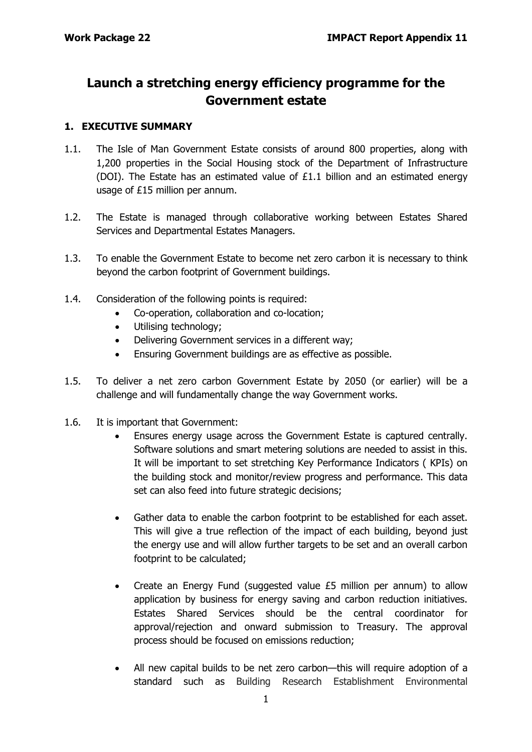# Launch a stretching energy efficiency programme for the Government estate

## 1. EXECUTIVE SUMMARY

1.1. The Isle of Man Government Estate consists of around 800 properties, along with 1,200 properties in the Social Housing stock of the Department of Infrastructure (DOI). The Estate has an estimated value of £1.1 billion and an estimated energy usage of £15 million per annum.

1.2. The Estate is managed through collaborative working between Estates Shared Services and Departmental Estates Managers.

1.3. To enable the Government Estate to become net zero carbon it is necessary to think beyond the carbon footprint of Government buildings.

1.4. Consideration of the following points is required:
- Co-operation, collaboration and co-location;
- Utilising technology;
- Delivering Government services in a different way;
- Ensuring Government buildings are as effective as possible.

1.5. To deliver a net zero carbon Government Estate by 2050 (or earlier) will be a challenge and will fundamentally change the way Government works.

1.6. It is important that Government:
- Ensures energy usage across the Government Estate is captured centrally. Software solutions and smart metering solutions are needed to assist in this. It will be important to set stretching Key Performance Indicators ( KPIs) on the building stock and monitor/review progress and performance. This data set can also feed into future strategic decisions;
- Gather data to enable the carbon footprint to be established for each asset. This will give a true reflection of the impact of each building, beyond just the energy use and will allow further targets to be set and an overall carbon footprint to be calculated;
- Create an Energy Fund (suggested value £5 million per annum) to allow application by business for energy saving and carbon reduction initiatives. Estates Shared Services should be the central coordinator for approval/rejection and onward submission to Treasury. The approval process should be focused on emissions reduction;
- All new capital builds to be net zero carbon—this will require adoption of a standard such as Building Research Establishment Environmental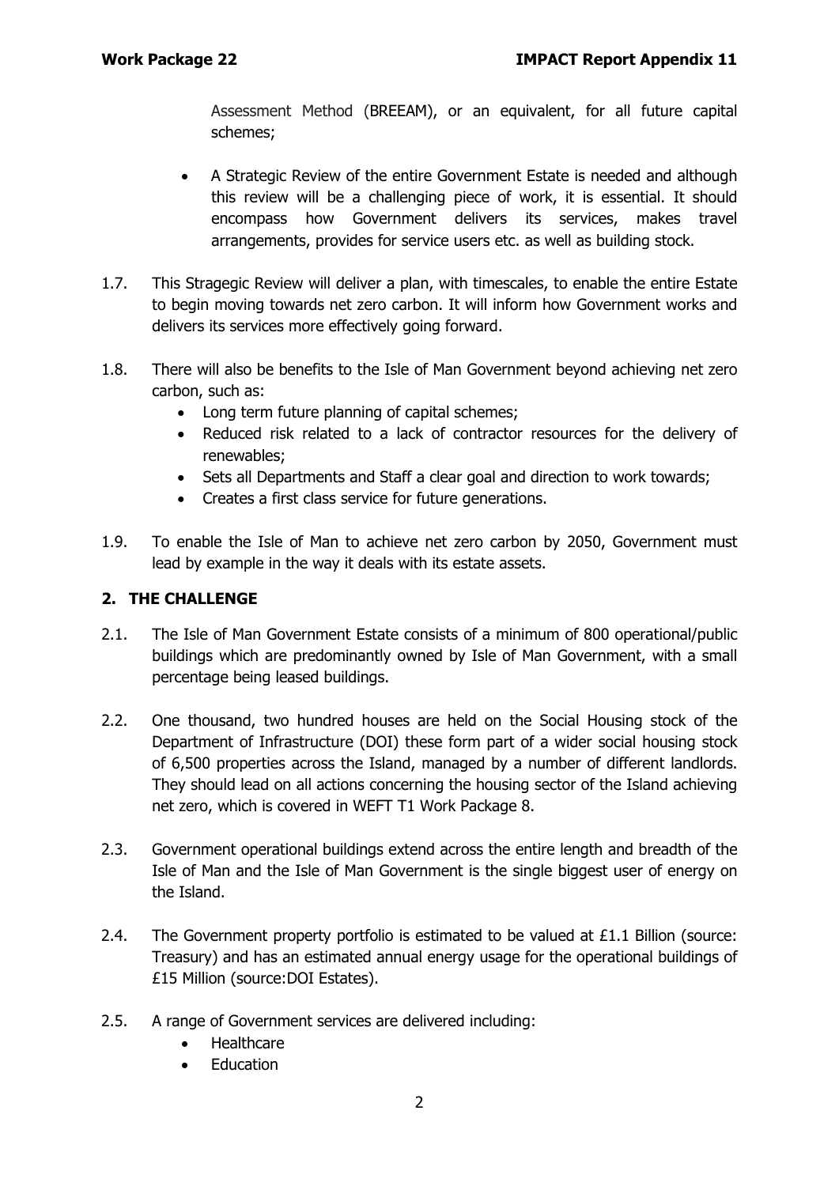Assessment Method (BREEAM), or an equivalent, for all future capital schemes;

- A Strategic Review of the entire Government Estate is needed and although this review will be a challenging piece of work, it is essential. It should encompass how Government delivers its services, makes travel arrangements, provides for service users etc. as well as building stock.

1.7. This Stragegic Review will deliver a plan, with timescales, to enable the entire Estate to begin moving towards net zero carbon. It will inform how Government works and delivers its services more effectively going forward.

1.8. There will also be benefits to the Isle of Man Government beyond achieving net zero carbon, such as:
   - Long term future planning of capital schemes;
   - Reduced risk related to a lack of contractor resources for the delivery of renewables;
   - Sets all Departments and Staff a clear goal and direction to work towards;
   - Creates a first class service for future generations.

1.9. To enable the Isle of Man to achieve net zero carbon by 2050, Government must lead by example in the way it deals with its estate assets.

## 2. THE CHALLENGE

2.1. The Isle of Man Government Estate consists of a minimum of 800 operational/public buildings which are predominantly owned by Isle of Man Government, with a small percentage being leased buildings.

2.2. One thousand, two hundred houses are held on the Social Housing stock of the Department of Infrastructure (DOI) these form part of a wider social housing stock of 6,500 properties across the Island, managed by a number of different landlords. They should lead on all actions concerning the housing sector of the Island achieving net zero, which is covered in WEFT T1 Work Package 8.

2.3. Government operational buildings extend across the entire length and breadth of the Isle of Man and the Isle of Man Government is the single biggest user of energy on the Island.

2.4. The Government property portfolio is estimated to be valued at £1.1 Billion (source: Treasury) and has an estimated annual energy usage for the operational buildings of £15 Million (source:DOI Estates).

2.5. A range of Government services are delivered including:
   - Healthcare
   - Education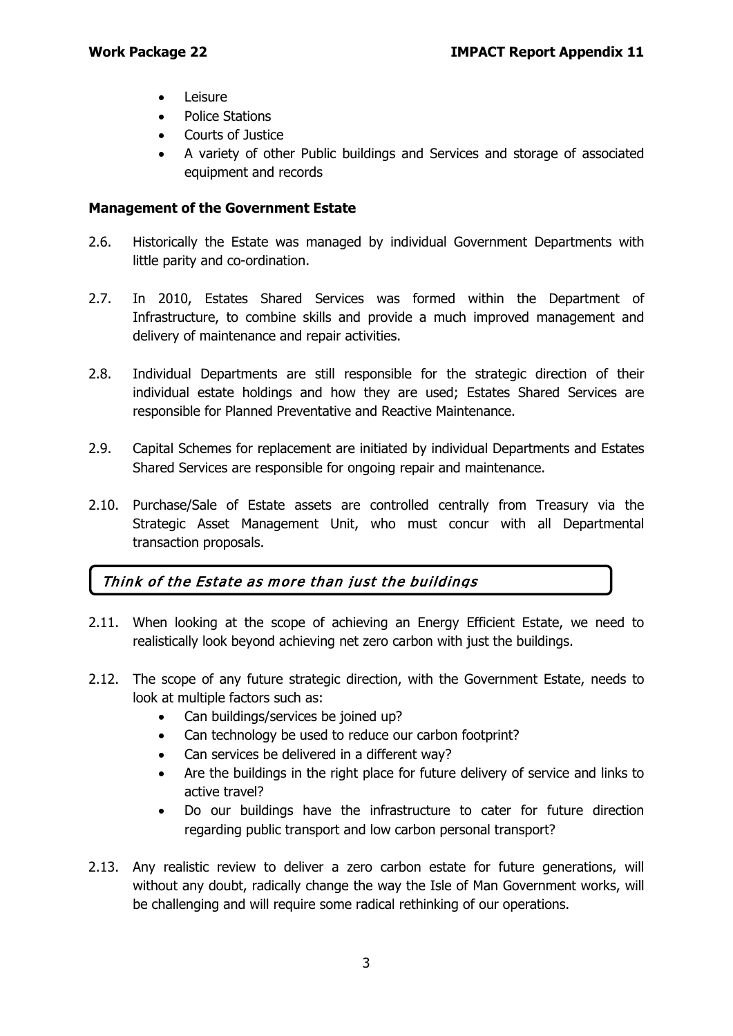- Leisure
- Police Stations
- Courts of Justice
- A variety of other Public buildings and Services and storage of associated equipment and records

**Management of the Government Estate**

2.6. Historically the Estate was managed by individual Government Departments with little parity and co-ordination.

2.7. In 2010, Estates Shared Services was formed within the Department of Infrastructure, to combine skills and provide a much improved management and delivery of maintenance and repair activities.

2.8. Individual Departments are still responsible for the strategic direction of their individual estate holdings and how they are used; Estates Shared Services are responsible for Planned Preventative and Reactive Maintenance.

2.9. Capital Schemes for replacement are initiated by individual Departments and Estates Shared Services are responsible for ongoing repair and maintenance.

2.10. Purchase/Sale of Estate assets are controlled centrally from Treasury via the Strategic Asset Management Unit, who must concur with all Departmental transaction proposals.

*Think of the Estate as more than just the buildings*

2.11. When looking at the scope of achieving an Energy Efficient Estate, we need to realistically look beyond achieving net zero carbon with just the buildings.

2.12. The scope of any future strategic direction, with the Government Estate, needs to look at multiple factors such as:

- Can buildings/services be joined up?
- Can technology be used to reduce our carbon footprint?
- Can services be delivered in a different way?
- Are the buildings in the right place for future delivery of service and links to active travel?
- Do our buildings have the infrastructure to cater for future direction regarding public transport and low carbon personal transport?

2.13. Any realistic review to deliver a zero carbon estate for future generations, will without any doubt, radically change the way the Isle of Man Government works, will be challenging and will require some radical rethinking of our operations.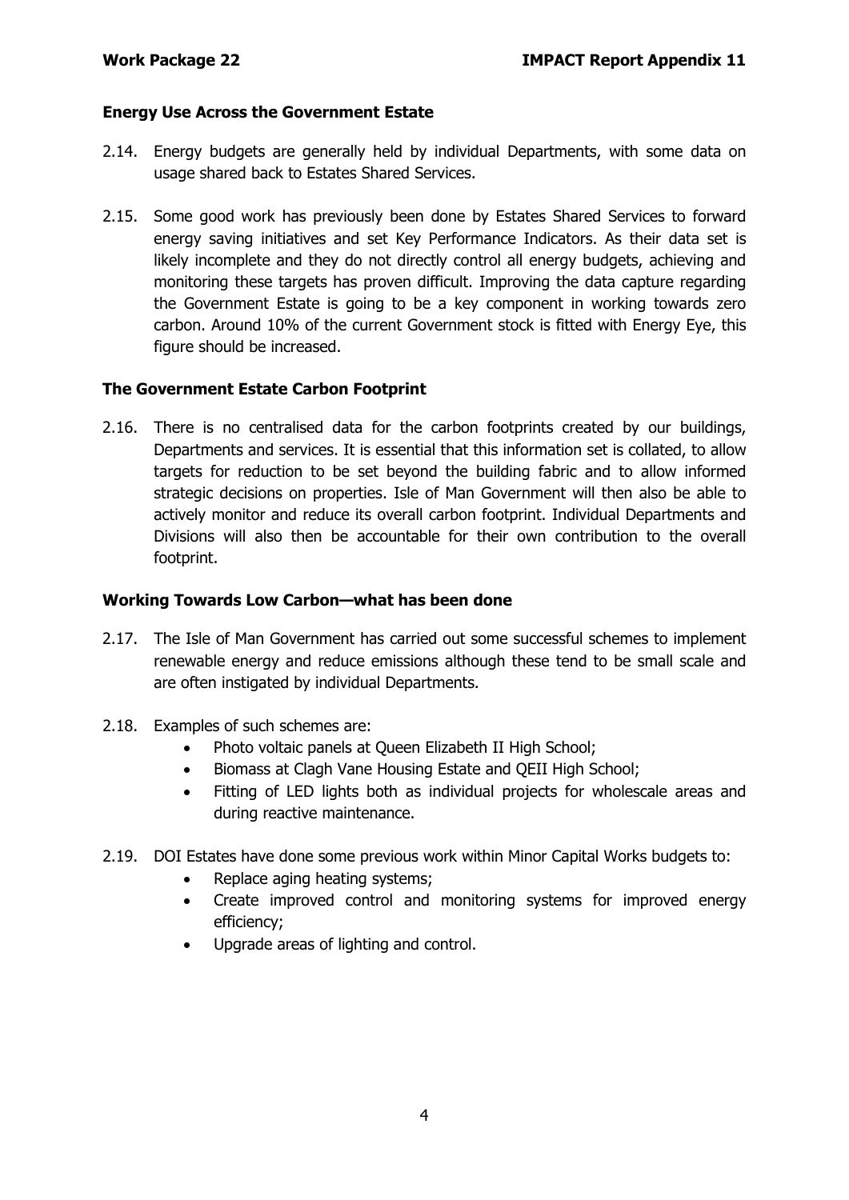### Energy Use Across the Government Estate

2.14. Energy budgets are generally held by individual Departments, with some data on usage shared back to Estates Shared Services.

2.15. Some good work has previously been done by Estates Shared Services to forward energy saving initiatives and set Key Performance Indicators. As their data set is likely incomplete and they do not directly control all energy budgets, achieving and monitoring these targets has proven difficult. Improving the data capture regarding the Government Estate is going to be a key component in working towards zero carbon. Around 10% of the current Government stock is fitted with Energy Eye, this figure should be increased.

### The Government Estate Carbon Footprint

2.16. There is no centralised data for the carbon footprints created by our buildings, Departments and services. It is essential that this information set is collated, to allow targets for reduction to be set beyond the building fabric and to allow informed strategic decisions on properties. Isle of Man Government will then also be able to actively monitor and reduce its overall carbon footprint. Individual Departments and Divisions will also then be accountable for their own contribution to the overall footprint.

### Working Towards Low Carbon—what has been done

2.17. The Isle of Man Government has carried out some successful schemes to implement renewable energy and reduce emissions although these tend to be small scale and are often instigated by individual Departments.

2.18. Examples of such schemes are:

- Photo voltaic panels at Queen Elizabeth II High School;
- Biomass at Clagh Vane Housing Estate and QEII High School;
- Fitting of LED lights both as individual projects for wholescale areas and during reactive maintenance.

2.19. DOI Estates have done some previous work within Minor Capital Works budgets to:

- Replace aging heating systems;
- Create improved control and monitoring systems for improved energy efficiency;
- Upgrade areas of lighting and control.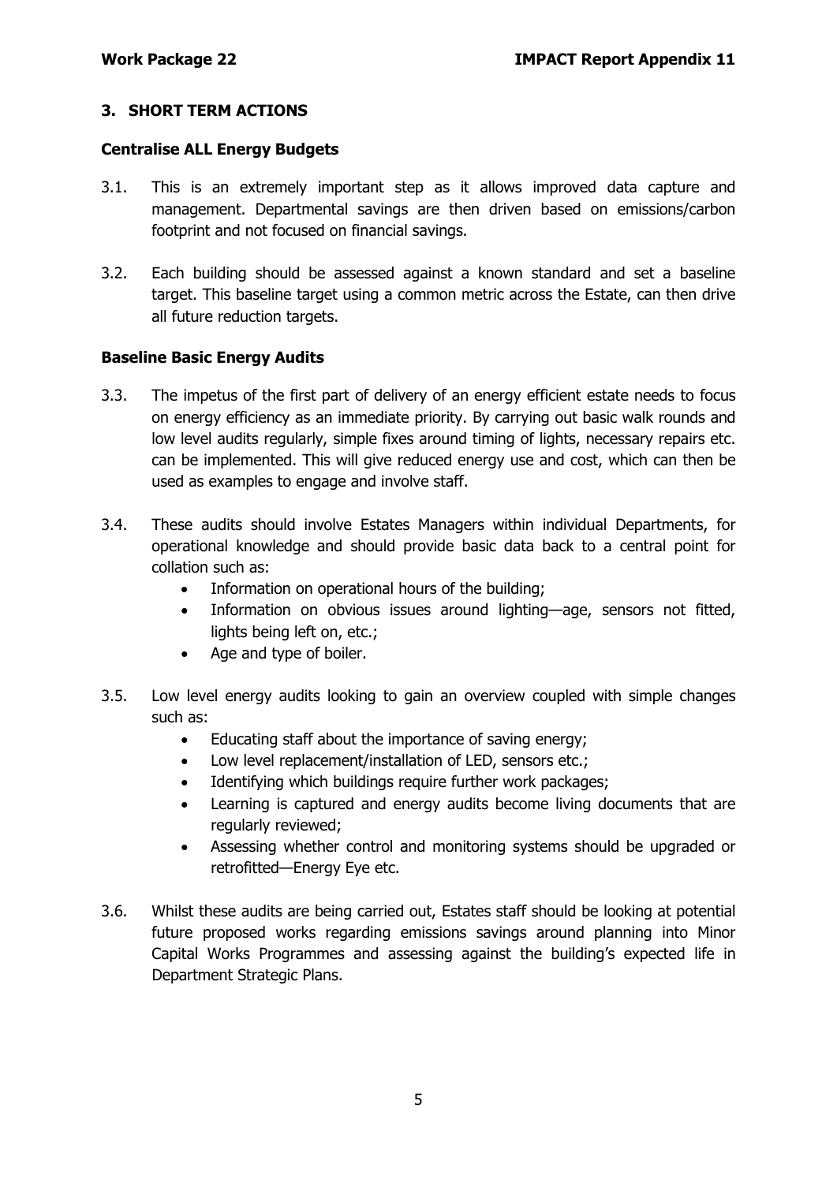## 3. SHORT TERM ACTIONS

### Centralise ALL Energy Budgets

3.1. This is an extremely important step as it allows improved data capture and management. Departmental savings are then driven based on emissions/carbon footprint and not focused on financial savings.

3.2. Each building should be assessed against a known standard and set a baseline target. This baseline target using a common metric across the Estate, can then drive all future reduction targets.

### Baseline Basic Energy Audits

3.3. The impetus of the first part of delivery of an energy efficient estate needs to focus on energy efficiency as an immediate priority. By carrying out basic walk rounds and low level audits regularly, simple fixes around timing of lights, necessary repairs etc. can be implemented. This will give reduced energy use and cost, which can then be used as examples to engage and involve staff.

3.4. These audits should involve Estates Managers within individual Departments, for operational knowledge and should provide basic data back to a central point for collation such as:

- Information on operational hours of the building;
- Information on obvious issues around lighting—age, sensors not fitted, lights being left on, etc.;
- Age and type of boiler.

3.5. Low level energy audits looking to gain an overview coupled with simple changes such as:

- Educating staff about the importance of saving energy;
- Low level replacement/installation of LED, sensors etc.;
- Identifying which buildings require further work packages;
- Learning is captured and energy audits become living documents that are regularly reviewed;
- Assessing whether control and monitoring systems should be upgraded or retrofitted—Energy Eye etc.

3.6. Whilst these audits are being carried out, Estates staff should be looking at potential future proposed works regarding emissions savings around planning into Minor Capital Works Programmes and assessing against the building's expected life in Department Strategic Plans.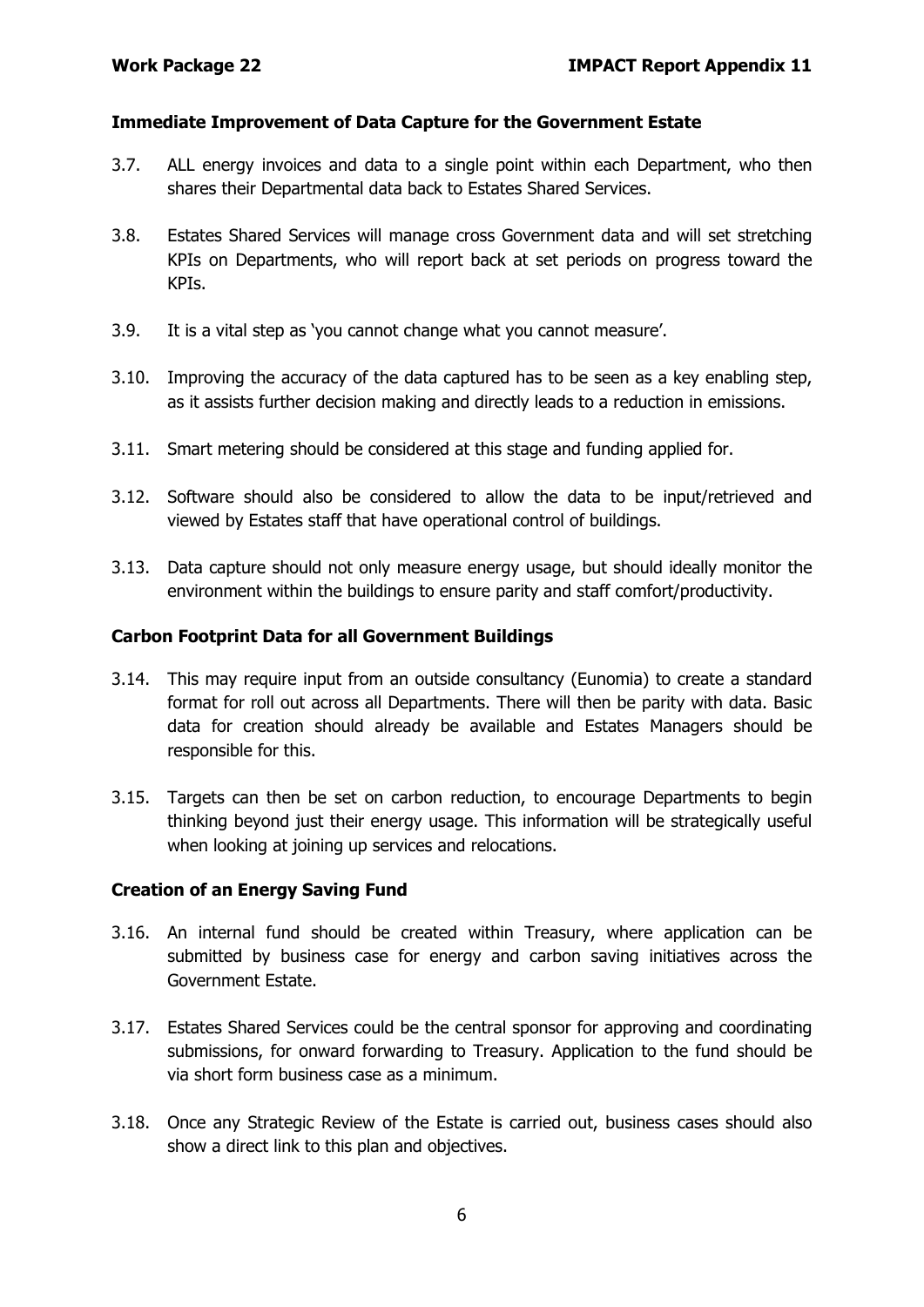### Immediate Improvement of Data Capture for the Government Estate

3.7. ALL energy invoices and data to a single point within each Department, who then shares their Departmental data back to Estates Shared Services.

3.8. Estates Shared Services will manage cross Government data and will set stretching KPIs on Departments, who will report back at set periods on progress toward the KPIs.

3.9. It is a vital step as 'you cannot change what you cannot measure'.

3.10. Improving the accuracy of the data captured has to be seen as a key enabling step, as it assists further decision making and directly leads to a reduction in emissions.

3.11. Smart metering should be considered at this stage and funding applied for.

3.12. Software should also be considered to allow the data to be input/retrieved and viewed by Estates staff that have operational control of buildings.

3.13. Data capture should not only measure energy usage, but should ideally monitor the environment within the buildings to ensure parity and staff comfort/productivity.

### Carbon Footprint Data for all Government Buildings

3.14. This may require input from an outside consultancy (Eunomia) to create a standard format for roll out across all Departments. There will then be parity with data. Basic data for creation should already be available and Estates Managers should be responsible for this.

3.15. Targets can then be set on carbon reduction, to encourage Departments to begin thinking beyond just their energy usage. This information will be strategically useful when looking at joining up services and relocations.

### Creation of an Energy Saving Fund

3.16. An internal fund should be created within Treasury, where application can be submitted by business case for energy and carbon saving initiatives across the Government Estate.

3.17. Estates Shared Services could be the central sponsor for approving and coordinating submissions, for onward forwarding to Treasury. Application to the fund should be via short form business case as a minimum.

3.18. Once any Strategic Review of the Estate is carried out, business cases should also show a direct link to this plan and objectives.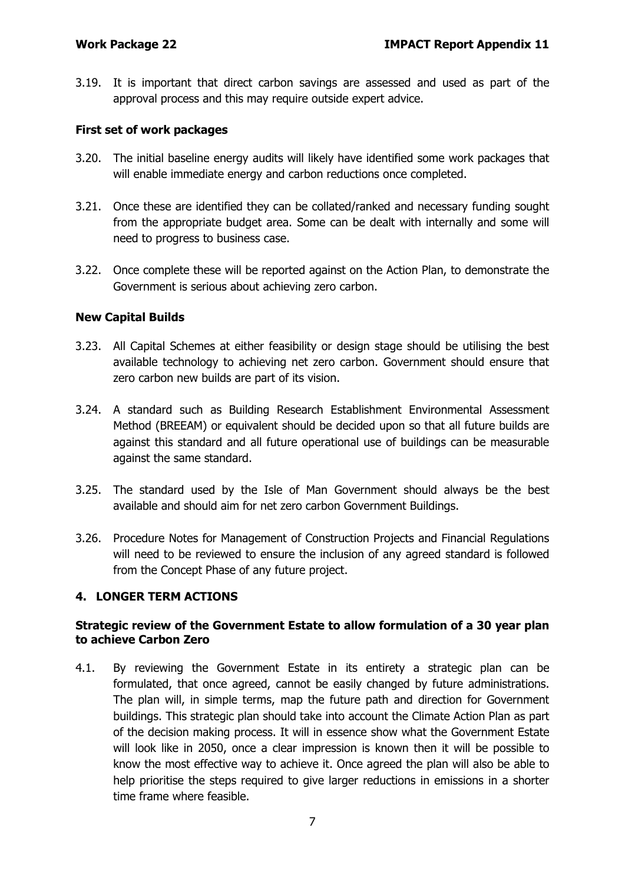3.19. It is important that direct carbon savings are assessed and used as part of the approval process and this may require outside expert advice.

**First set of work packages**

3.20. The initial baseline energy audits will likely have identified some work packages that will enable immediate energy and carbon reductions once completed.

3.21. Once these are identified they can be collated/ranked and necessary funding sought from the appropriate budget area. Some can be dealt with internally and some will need to progress to business case.

3.22. Once complete these will be reported against on the Action Plan, to demonstrate the Government is serious about achieving zero carbon.

**New Capital Builds**

3.23. All Capital Schemes at either feasibility or design stage should be utilising the best available technology to achieving net zero carbon. Government should ensure that zero carbon new builds are part of its vision.

3.24. A standard such as Building Research Establishment Environmental Assessment Method (BREEAM) or equivalent should be decided upon so that all future builds are against this standard and all future operational use of buildings can be measurable against the same standard.

3.25. The standard used by the Isle of Man Government should always be the best available and should aim for net zero carbon Government Buildings.

3.26. Procedure Notes for Management of Construction Projects and Financial Regulations will need to be reviewed to ensure the inclusion of any agreed standard is followed from the Concept Phase of any future project.

## 4. LONGER TERM ACTIONS

**Strategic review of the Government Estate to allow formulation of a 30 year plan to achieve Carbon Zero**

4.1. By reviewing the Government Estate in its entirety a strategic plan can be formulated, that once agreed, cannot be easily changed by future administrations. The plan will, in simple terms, map the future path and direction for Government buildings. This strategic plan should take into account the Climate Action Plan as part of the decision making process. It will in essence show what the Government Estate will look like in 2050, once a clear impression is known then it will be possible to know the most effective way to achieve it. Once agreed the plan will also be able to help prioritise the steps required to give larger reductions in emissions in a shorter time frame where feasible.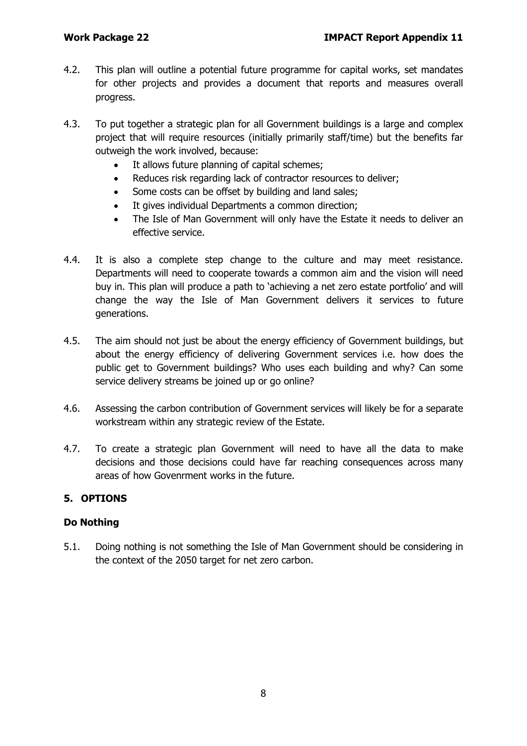4.2. This plan will outline a potential future programme for capital works, set mandates for other projects and provides a document that reports and measures overall progress.

4.3. To put together a strategic plan for all Government buildings is a large and complex project that will require resources (initially primarily staff/time) but the benefits far outweigh the work involved, because:

- It allows future planning of capital schemes;
- Reduces risk regarding lack of contractor resources to deliver;
- Some costs can be offset by building and land sales;
- It gives individual Departments a common direction;
- The Isle of Man Government will only have the Estate it needs to deliver an effective service.

4.4. It is also a complete step change to the culture and may meet resistance. Departments will need to cooperate towards a common aim and the vision will need buy in. This plan will produce a path to 'achieving a net zero estate portfolio' and will change the way the Isle of Man Government delivers it services to future generations.

4.5. The aim should not just be about the energy efficiency of Government buildings, but about the energy efficiency of delivering Government services i.e. how does the public get to Government buildings? Who uses each building and why? Can some service delivery streams be joined up or go online?

4.6. Assessing the carbon contribution of Government services will likely be for a separate workstream within any strategic review of the Estate.

4.7. To create a strategic plan Government will need to have all the data to make decisions and those decisions could have far reaching consequences across many areas of how Govenrment works in the future.

## 5. OPTIONS

### Do Nothing

5.1. Doing nothing is not something the Isle of Man Government should be considering in the context of the 2050 target for net zero carbon.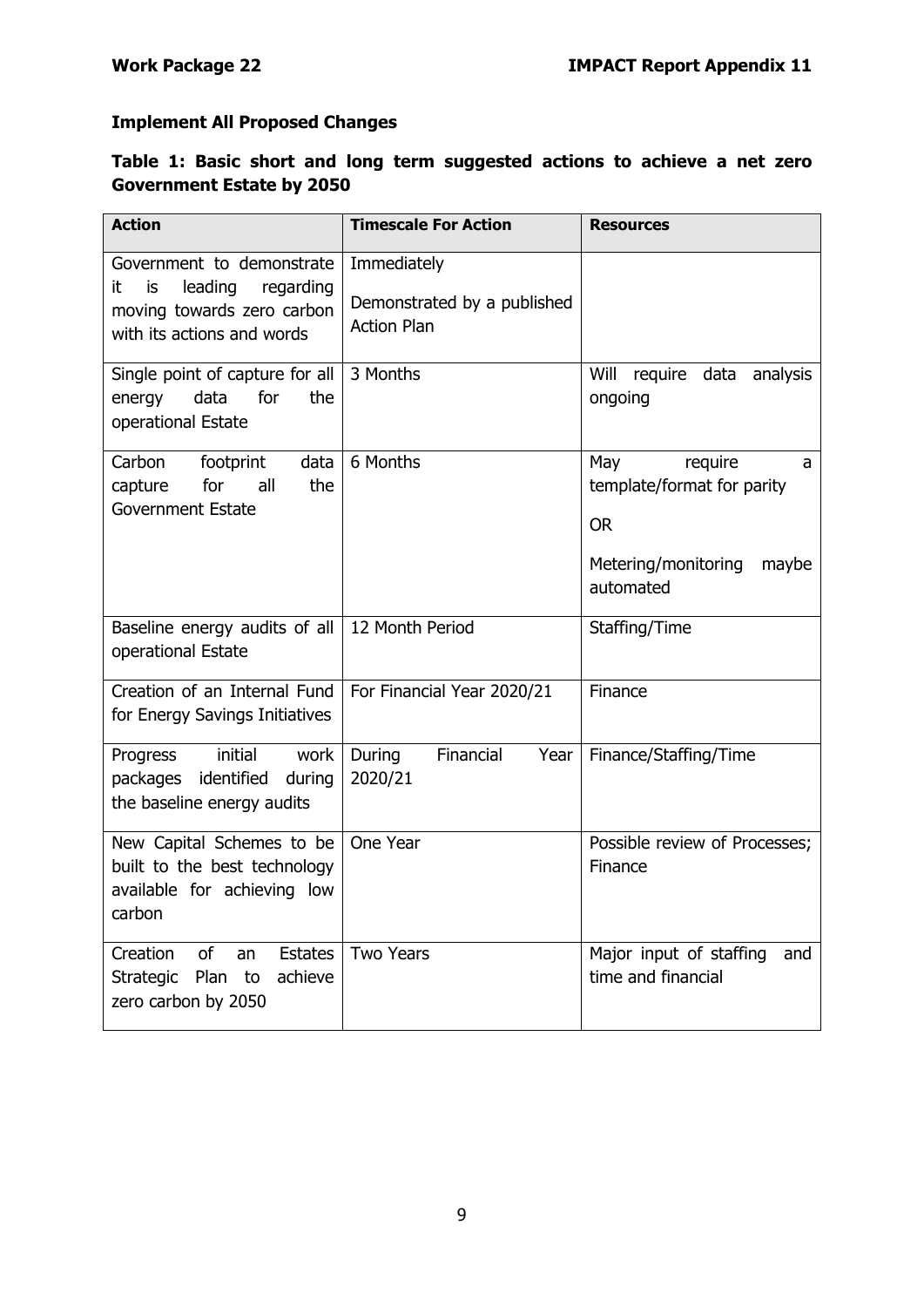**Implement All Proposed Changes**

**Table 1: Basic short and long term suggested actions to achieve a net zero Government Estate by 2050**

| Action | Timescale For Action | Resources |
|---|---|---|
| Government to demonstrate it is leading regarding moving towards zero carbon with its actions and words | Immediately<br><br>Demonstrated by a published Action Plan | |
| Single point of capture for all energy data for the operational Estate | 3 Months | Will require data analysis ongoing |
| Carbon footprint data capture for all the Government Estate | 6 Months | May require a template/format for parity<br><br>OR<br><br>Metering/monitoring maybe automated |
| Baseline energy audits of all operational Estate | 12 Month Period | Staffing/Time |
| Creation of an Internal Fund for Energy Savings Initiatives | For Financial Year 2020/21 | Finance |
| Progress initial work packages identified during the baseline energy audits | During Financial Year 2020/21 | Finance/Staffing/Time |
| New Capital Schemes to be built to the best technology available for achieving low carbon | One Year | Possible review of Processes; Finance |
| Creation of an Estates Strategic Plan to achieve zero carbon by 2050 | Two Years | Major input of staffing and time and financial |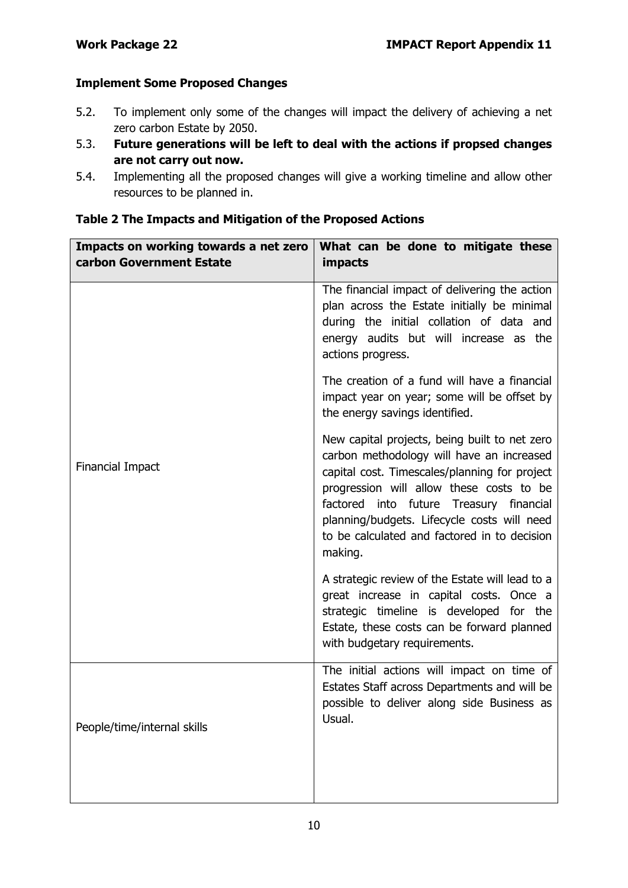### Implement Some Proposed Changes

5.2. To implement only some of the changes will impact the delivery of achieving a net zero carbon Estate by 2050.

5.3. **Future generations will be left to deal with the actions if propsed changes are not carry out now.**

5.4. Implementing all the proposed changes will give a working timeline and allow other resources to be planned in.

**Table 2 The Impacts and Mitigation of the Proposed Actions**

| Impacts on working towards a net zero carbon Government Estate | What can be done to mitigate these impacts |
|---|---|
| Financial Impact | The financial impact of delivering the action plan across the Estate initially be minimal during the initial collation of data and energy audits but will increase as the actions progress.<br><br>The creation of a fund will have a financial impact year on year; some will be offset by the energy savings identified.<br><br>New capital projects, being built to net zero carbon methodology will have an increased capital cost. Timescales/planning for project progression will allow these costs to be factored into future Treasury financial planning/budgets. Lifecycle costs will need to be calculated and factored in to decision making.<br><br>A strategic review of the Estate will lead to a great increase in capital costs. Once a strategic timeline is developed for the Estate, these costs can be forward planned with budgetary requirements. |
| People/time/internal skills | The initial actions will impact on time of Estates Staff across Departments and will be possible to deliver along side Business as Usual. |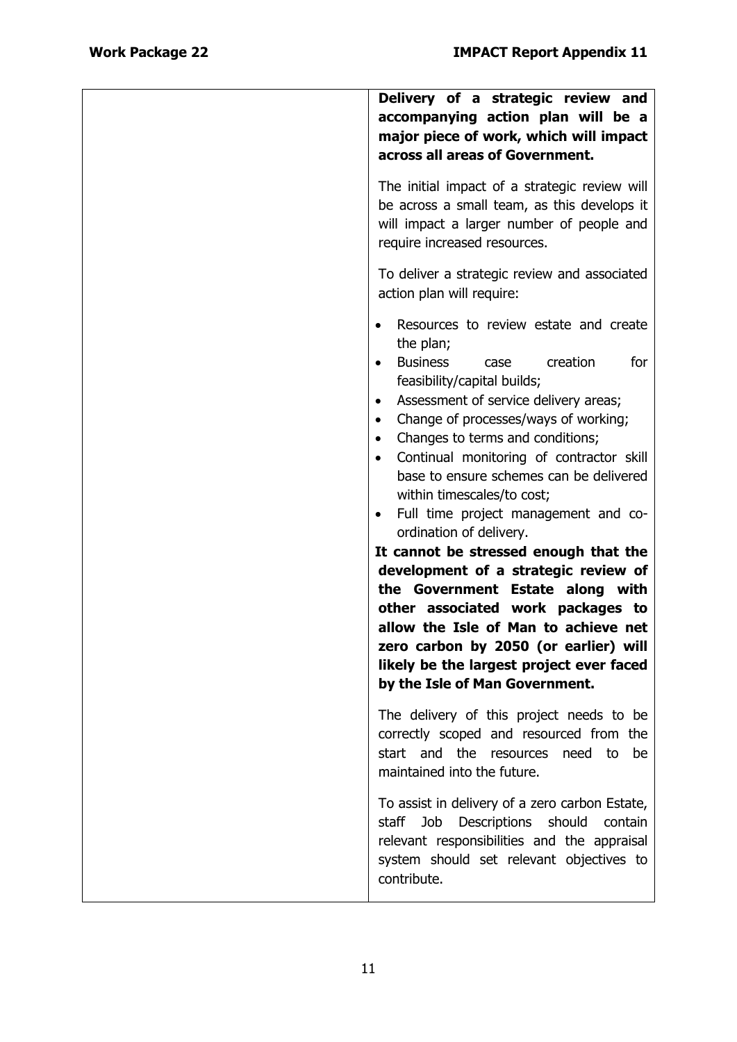| | |
|---|---|
| | **Delivery of a strategic review and accompanying action plan will be a major piece of work, which will impact across all areas of Government.**<br><br>The initial impact of a strategic review will be across a small team, as this develops it will impact a larger number of people and require increased resources.<br><br>To deliver a strategic review and associated action plan will require:<br><br>• Resources to review estate and create the plan;<br>• Business case creation for feasibility/capital builds;<br>• Assessment of service delivery areas;<br>• Change of processes/ways of working;<br>• Changes to terms and conditions;<br>• Continual monitoring of contractor skill base to ensure schemes can be delivered within timescales/to cost;<br>• Full time project management and co-ordination of delivery.<br><br>**It cannot be stressed enough that the development of a strategic review of the Government Estate along with other associated work packages to allow the Isle of Man to achieve net zero carbon by 2050 (or earlier) will likely be the largest project ever faced by the Isle of Man Government.**<br><br>The delivery of this project needs to be correctly scoped and resourced from the start and the resources need to be maintained into the future.<br><br>To assist in delivery of a zero carbon Estate, staff Job Descriptions should contain relevant responsibilities and the appraisal system should set relevant objectives to contribute. |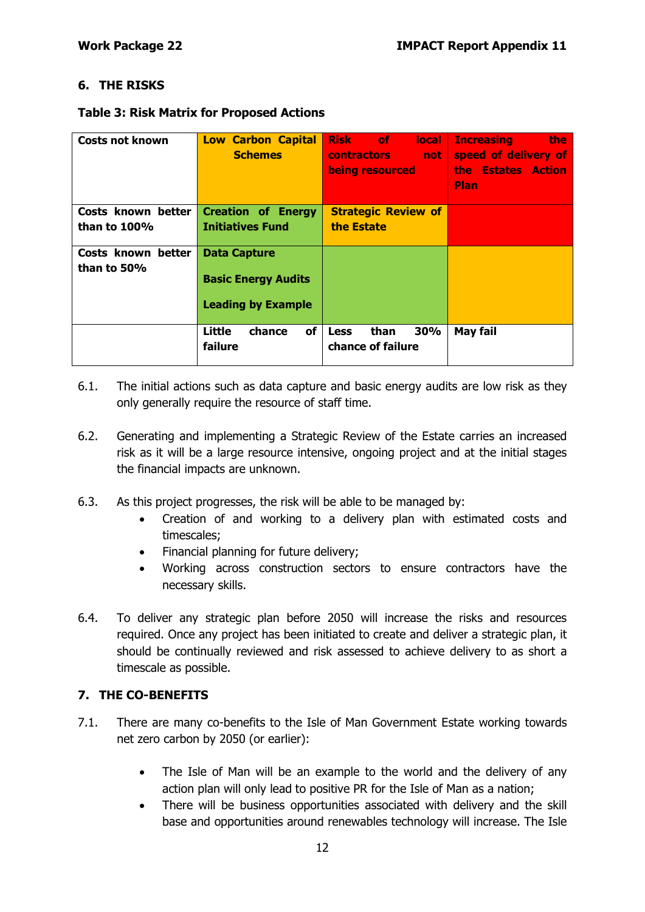## 6. THE RISKS

**Table 3: Risk Matrix for Proposed Actions**

| | | | |
|---|---|---|---|
| **Costs not known** | **Low Carbon Capital Schemes** | **Risk of local contractors not being resourced** | **Increasing the speed of delivery of the Estates Action Plan** |
| **Costs known better than to 100%** | **Creation of Energy Initiatives Fund** | **Strategic Review of the Estate** | |
| **Costs known better than to 50%** | **Data Capture**<br><br>**Basic Energy Audits**<br><br>**Leading by Example** | | |
| | **Little chance of failure** | **Less than 30% chance of failure** | **May fail** |

6.1. The initial actions such as data capture and basic energy audits are low risk as they only generally require the resource of staff time.

6.2. Generating and implementing a Strategic Review of the Estate carries an increased risk as it will be a large resource intensive, ongoing project and at the initial stages the financial impacts are unknown.

6.3. As this project progresses, the risk will be able to be managed by:

- Creation of and working to a delivery plan with estimated costs and timescales;
- Financial planning for future delivery;
- Working across construction sectors to ensure contractors have the necessary skills.

6.4. To deliver any strategic plan before 2050 will increase the risks and resources required. Once any project has been initiated to create and deliver a strategic plan, it should be continually reviewed and risk assessed to achieve delivery to as short a timescale as possible.

## 7. THE CO-BENEFITS

7.1. There are many co-benefits to the Isle of Man Government Estate working towards net zero carbon by 2050 (or earlier):

- The Isle of Man will be an example to the world and the delivery of any action plan will only lead to positive PR for the Isle of Man as a nation;
- There will be business opportunities associated with delivery and the skill base and opportunities around renewables technology will increase. The Isle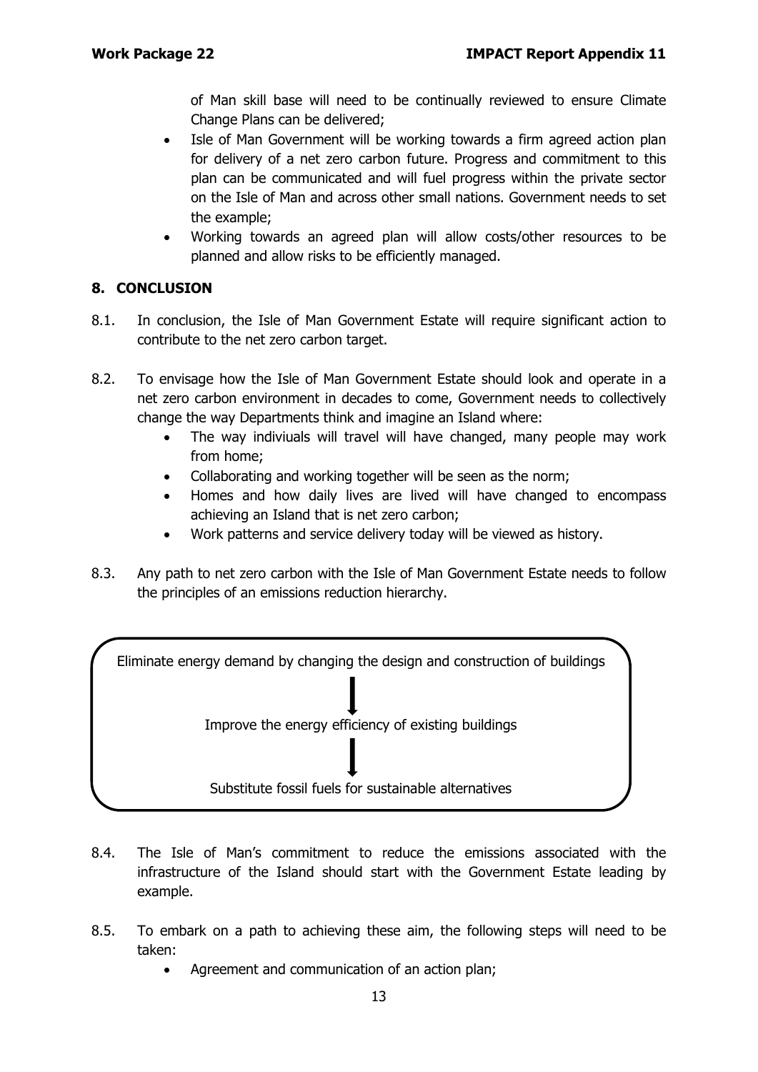of Man skill base will need to be continually reviewed to ensure Climate Change Plans can be delivered;

- Isle of Man Government will be working towards a firm agreed action plan for delivery of a net zero carbon future. Progress and commitment to this plan can be communicated and will fuel progress within the private sector on the Isle of Man and across other small nations. Government needs to set the example;
- Working towards an agreed plan will allow costs/other resources to be planned and allow risks to be efficiently managed.

## 8. CONCLUSION

8.1. In conclusion, the Isle of Man Government Estate will require significant action to contribute to the net zero carbon target.

8.2. To envisage how the Isle of Man Government Estate should look and operate in a net zero carbon environment in decades to come, Government needs to collectively change the way Departments think and imagine an Island where:

- The way indiviuals will travel will have changed, many people may work from home;
- Collaborating and working together will be seen as the norm;
- Homes and how daily lives are lived will have changed to encompass achieving an Island that is net zero carbon;
- Work patterns and service delivery today will be viewed as history.

8.3. Any path to net zero carbon with the Isle of Man Government Estate needs to follow the principles of an emissions reduction hierarchy.

Eliminate energy demand by changing the design and construction of buildings

↓

Improve the energy efficiency of existing buildings

↓

Substitute fossil fuels for sustainable alternatives

8.4. The Isle of Man's commitment to reduce the emissions associated with the infrastructure of the Island should start with the Government Estate leading by example.

8.5. To embark on a path to achieving these aim, the following steps will need to be taken:

- Agreement and communication of an action plan;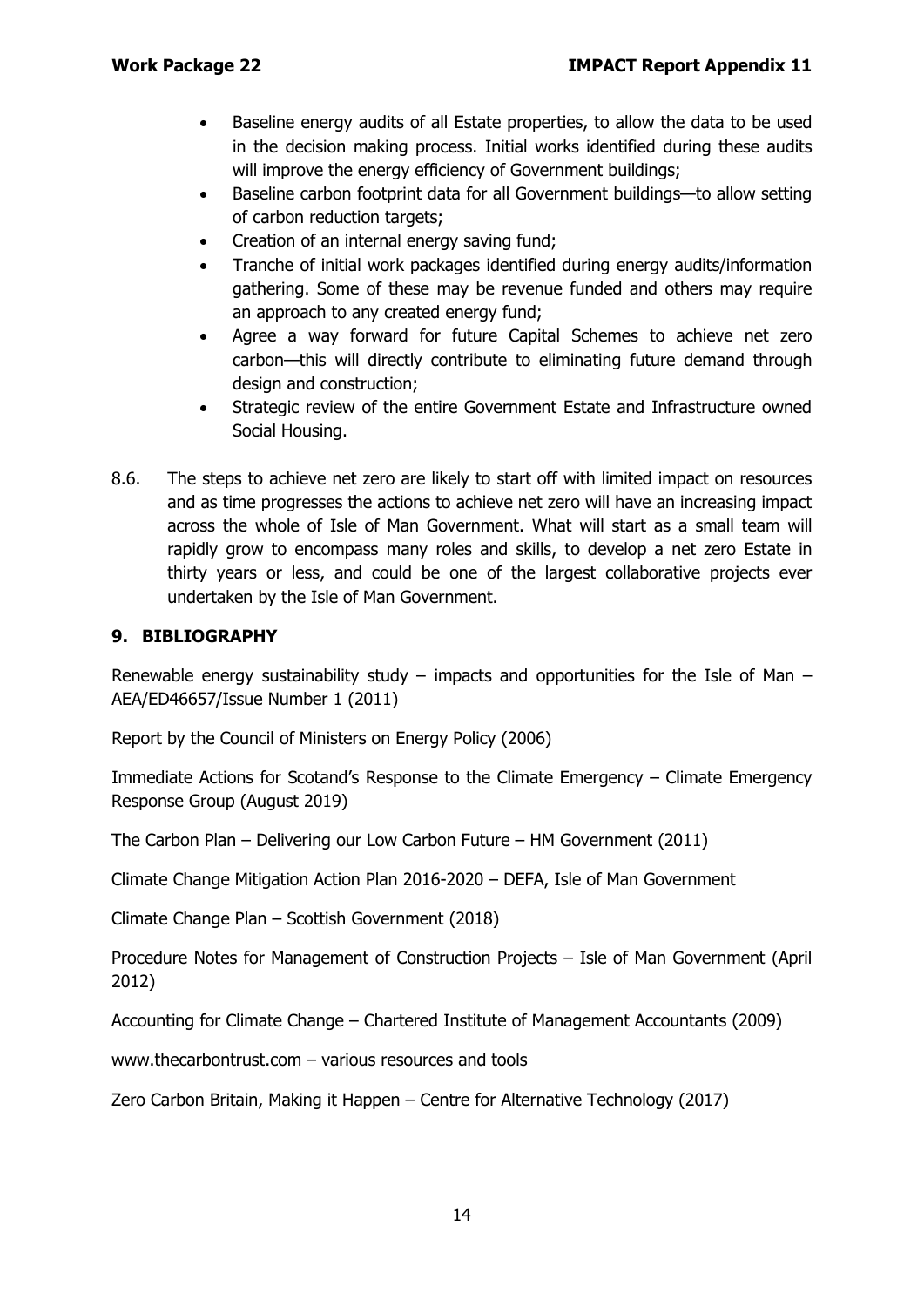- Baseline energy audits of all Estate properties, to allow the data to be used in the decision making process. Initial works identified during these audits will improve the energy efficiency of Government buildings;
- Baseline carbon footprint data for all Government buildings—to allow setting of carbon reduction targets;
- Creation of an internal energy saving fund;
- Tranche of initial work packages identified during energy audits/information gathering. Some of these may be revenue funded and others may require an approach to any created energy fund;
- Agree a way forward for future Capital Schemes to achieve net zero carbon—this will directly contribute to eliminating future demand through design and construction;
- Strategic review of the entire Government Estate and Infrastructure owned Social Housing.

8.6. The steps to achieve net zero are likely to start off with limited impact on resources and as time progresses the actions to achieve net zero will have an increasing impact across the whole of Isle of Man Government. What will start as a small team will rapidly grow to encompass many roles and skills, to develop a net zero Estate in thirty years or less, and could be one of the largest collaborative projects ever undertaken by the Isle of Man Government.

## 9. BIBLIOGRAPHY

Renewable energy sustainability study – impacts and opportunities for the Isle of Man – AEA/ED46657/Issue Number 1 (2011)

Report by the Council of Ministers on Energy Policy (2006)

Immediate Actions for Scotand's Response to the Climate Emergency – Climate Emergency Response Group (August 2019)

The Carbon Plan – Delivering our Low Carbon Future – HM Government (2011)

Climate Change Mitigation Action Plan 2016-2020 – DEFA, Isle of Man Government

Climate Change Plan – Scottish Government (2018)

Procedure Notes for Management of Construction Projects – Isle of Man Government (April 2012)

Accounting for Climate Change – Chartered Institute of Management Accountants (2009)

www.thecarbontrust.com – various resources and tools

Zero Carbon Britain, Making it Happen – Centre for Alternative Technology (2017)